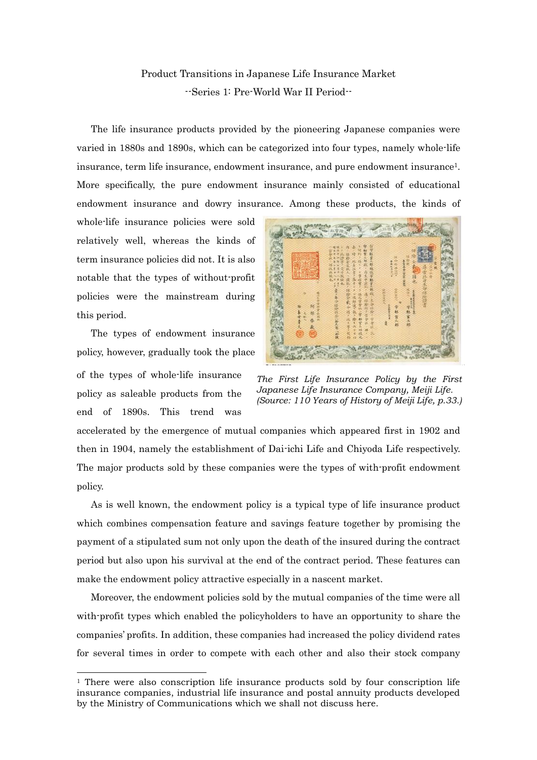# Product Transitions in Japanese Life Insurance Market

## --Series 1: Pre-World War II Period--

The life insurance products provided by the pioneering Japanese companies were varied in 1880s and 1890s, which can be categorized into four types, namely whole-life insurance, term life insurance, endowment insurance, and pure endowment insurance[1]. More specifically, the pure endowment insurance mainly consisted of educational endowment insurance and dowry insurance. Among these products, the kinds of whole-life insurance policies were sold relatively well, whereas the kinds of term insurance policies did not. It is also notable that the types of without-profit policies were the mainstream during this period.

*The First Life Insurance Policy by the First Japanese Life Insurance Company, Meiji Life. (Source: 110 Years of History of Meiji Life, p.33.)*

The types of endowment insurance policy, however, gradually took the place of the types of whole-life insurance policy as saleable products from the end of 1890s. This trend was accelerated by the emergence of mutual companies which appeared first in 1902 and then in 1904, namely the establishment of Dai-ichi Life and Chiyoda Life respectively. The major products sold by these companies were the types of with-profit endowment policy.

As is well known, the endowment policy is a typical type of life insurance product which combines compensation feature and savings feature together by promising the payment of a stipulated sum not only upon the death of the insured during the contract period but also upon his survival at the end of the contract period. These features can make the endowment policy attractive especially in a nascent market.

Moreover, the endowment policies sold by the mutual companies of the time were all with-profit types which enabled the policyholders to have an opportunity to share the companies' profits. In addition, these companies had increased the policy dividend rates for several times in order to compete with each other and also their stock company

[1] There were also conscription life insurance products sold by four conscription life insurance companies, industrial life insurance and postal annuity products developed by the Ministry of Communications which we shall not discuss here.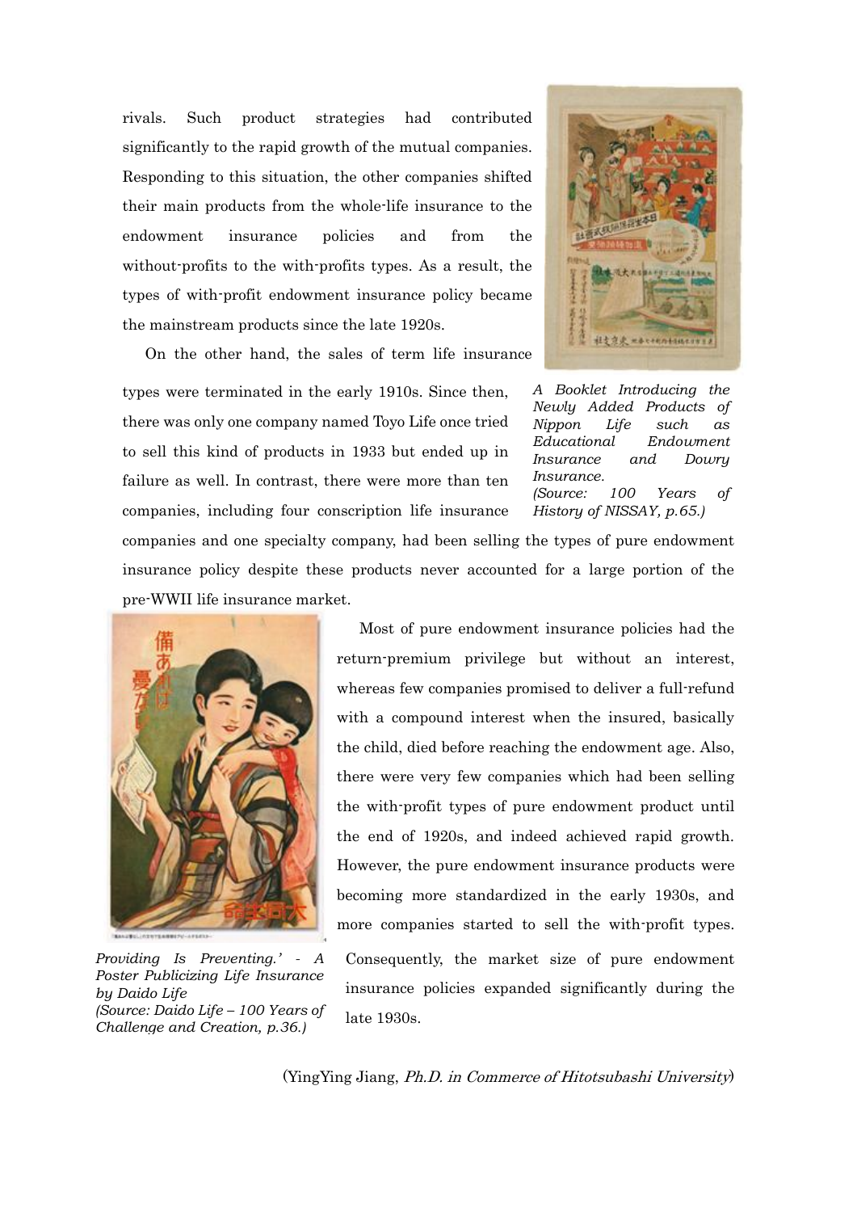rivals. Such product strategies had contributed significantly to the rapid growth of the mutual companies. Responding to this situation, the other companies shifted their main products from the whole-life insurance to the endowment insurance policies and from the without-profits to the with-profits types. As a result, the types of with-profit endowment insurance policy became the mainstream products since the late 1920s.

On the other hand, the sales of term life insurance types were terminated in the early 1910s. Since then, there was only one company named Toyo Life once tried to sell this kind of products in 1933 but ended up in failure as well. In contrast, there were more than ten companies, including four conscription life insurance companies and one specialty company, had been selling the types of pure endowment insurance policy despite these products never accounted for a large portion of the pre-WWII life insurance market.

*A Booklet Introducing the Newly Added Products of Nippon Life such as Educational Endowment Insurance and Dowry Insurance.*
*(Source: 100 Years of History of NISSAY, p.65.)*

Most of pure endowment insurance policies had the return-premium privilege but without an interest, whereas few companies promised to deliver a full-refund with a compound interest when the insured, basically the child, died before reaching the endowment age. Also, there were very few companies which had been selling the with-profit types of pure endowment product until the end of 1920s, and indeed achieved rapid growth. However, the pure endowment insurance products were becoming more standardized in the early 1930s, and more companies started to sell the with-profit types. Consequently, the market size of pure endowment insurance policies expanded significantly during the late 1930s.

*Providing Is Preventing.' - A Poster Publicizing Life Insurance by Daido Life*
*(Source: Daido Life – 100 Years of Challenge and Creation, p.36.)*

(YingYing Jiang, *Ph.D. in Commerce of Hitotsubashi University*)